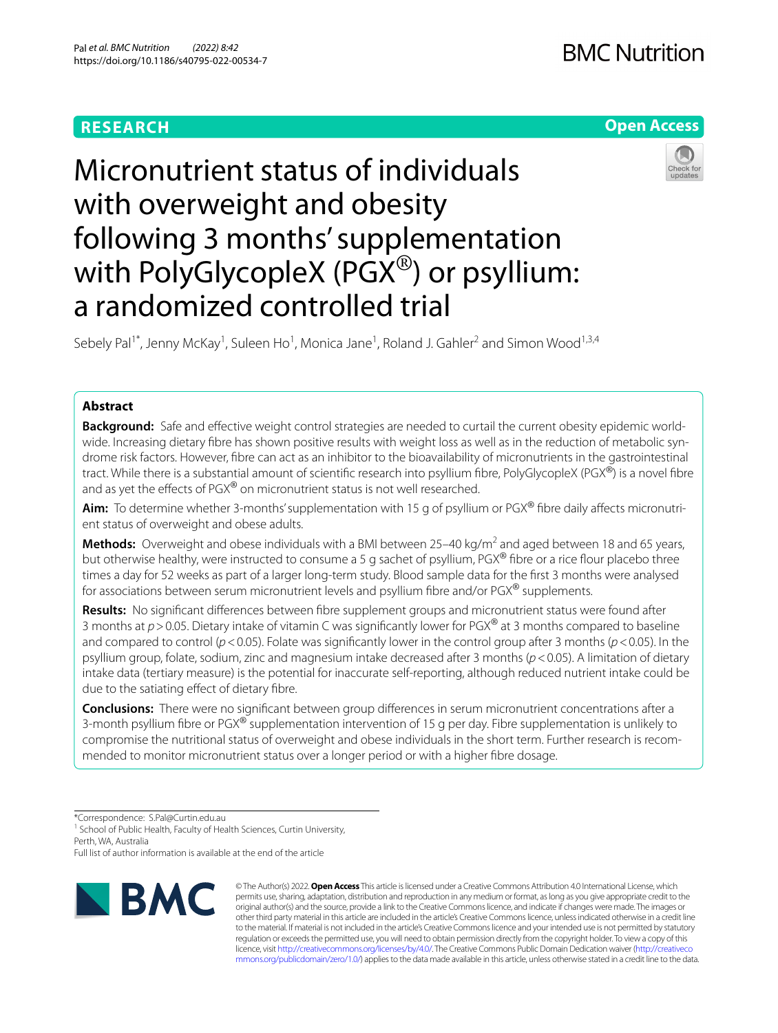RESEARCH

Open Access

# Micronutrient status of individuals with overweight and obesity following 3 months' supplementation with PolyGlycopleX (PGX®) or psyllium: a randomized controlled trial

Sebely Pal[1*], Jenny McKay[1], Suleen Ho[1], Monica Jane[1], Roland J. Gahler[2] and Simon Wood[1,3,4]

## Abstract

**Background:** Safe and effective weight control strategies are needed to curtail the current obesity epidemic worldwide. Increasing dietary fibre has shown positive results with weight loss as well as in the reduction of metabolic syndrome risk factors. However, fibre can act as an inhibitor to the bioavailability of micronutrients in the gastrointestinal tract. While there is a substantial amount of scientific research into psyllium fibre, PolyGlycopleX (PGX®) is a novel fibre and as yet the effects of PGX® on micronutrient status is not well researched.

**Aim:** To determine whether 3-months' supplementation with 15 g of psyllium or PGX® fibre daily affects micronutrient status of overweight and obese adults.

**Methods:** Overweight and obese individuals with a BMI between 25–40 kg/m$^2$ and aged between 18 and 65 years, but otherwise healthy, were instructed to consume a 5 g sachet of psyllium, PGX® fibre or a rice flour placebo three times a day for 52 weeks as part of a larger long-term study. Blood sample data for the first 3 months were analysed for associations between serum micronutrient levels and psyllium fibre and/or PGX® supplements.

**Results:** No significant differences between fibre supplement groups and micronutrient status were found after 3 months at $p > 0.05$. Dietary intake of vitamin C was significantly lower for PGX® at 3 months compared to baseline and compared to control ($p < 0.05$). Folate was significantly lower in the control group after 3 months ($p < 0.05$). In the psyllium group, folate, sodium, zinc and magnesium intake decreased after 3 months ($p < 0.05$). A limitation of dietary intake data (tertiary measure) is the potential for inaccurate self-reporting, although reduced nutrient intake could be due to the satiating effect of dietary fibre.

**Conclusions:** There were no significant between group differences in serum micronutrient concentrations after a 3-month psyllium fibre or PGX® supplementation intervention of 15 g per day. Fibre supplementation is unlikely to compromise the nutritional status of overweight and obese individuals in the short term. Further research is recommended to monitor micronutrient status over a longer period or with a higher fibre dosage.

*Correspondence: S.Pal@Curtin.edu.au
[1] School of Public Health, Faculty of Health Sciences, Curtin University, Perth, WA, Australia
Full list of author information is available at the end of the article

© The Author(s) 2022. **Open Access** This article is licensed under a Creative Commons Attribution 4.0 International License, which permits use, sharing, adaptation, distribution and reproduction in any medium or format, as long as you give appropriate credit to the original author(s) and the source, provide a link to the Creative Commons licence, and indicate if changes were made. The images or other third party material in this article are included in the article's Creative Commons licence, unless indicated otherwise in a credit line to the material. If material is not included in the article's Creative Commons licence and your intended use is not permitted by statutory regulation or exceeds the permitted use, you will need to obtain permission directly from the copyright holder. To view a copy of this licence, visit http://creativecommons.org/licenses/by/4.0/. The Creative Commons Public Domain Dedication waiver (http://creativecommons.org/publicdomain/zero/1.0/) applies to the data made available in this article, unless otherwise stated in a credit line to the data.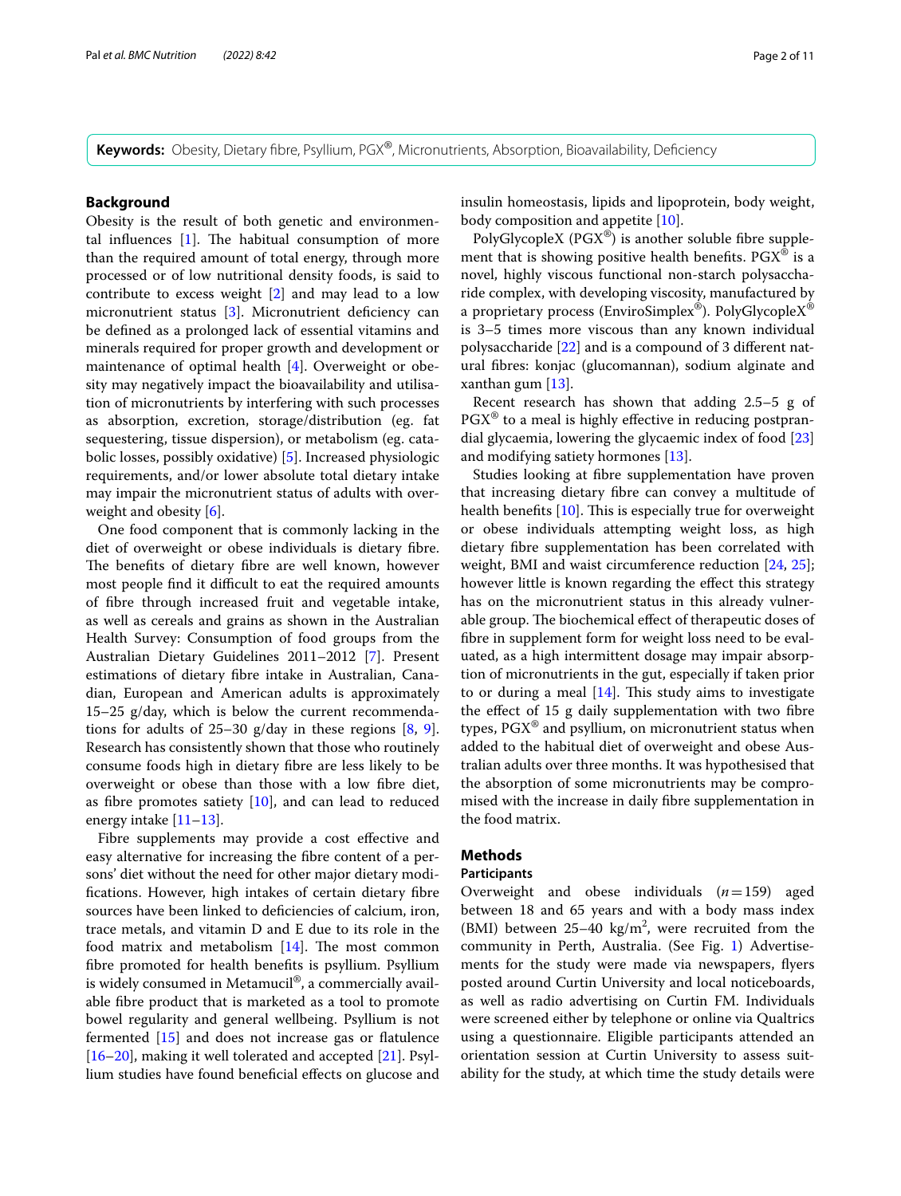**Keywords:** Obesity, Dietary fibre, Psyllium, PGX®, Micronutrients, Absorption, Bioavailability, Deficiency

## Background

Obesity is the result of both genetic and environmental influences [1]. The habitual consumption of more than the required amount of total energy, through more processed or of low nutritional density foods, is said to contribute to excess weight [2] and may lead to a low micronutrient status [3]. Micronutrient deficiency can be defined as a prolonged lack of essential vitamins and minerals required for proper growth and development or maintenance of optimal health [4]. Overweight or obesity may negatively impact the bioavailability and utilisation of micronutrients by interfering with such processes as absorption, excretion, storage/distribution (eg. fat sequestering, tissue dispersion), or metabolism (eg. catabolic losses, possibly oxidative) [5]. Increased physiologic requirements, and/or lower absolute total dietary intake may impair the micronutrient status of adults with overweight and obesity [6].

One food component that is commonly lacking in the diet of overweight or obese individuals is dietary fibre. The benefits of dietary fibre are well known, however most people find it difficult to eat the required amounts of fibre through increased fruit and vegetable intake, as well as cereals and grains as shown in the Australian Health Survey: Consumption of food groups from the Australian Dietary Guidelines 2011–2012 [7]. Present estimations of dietary fibre intake in Australian, Canadian, European and American adults is approximately 15–25 g/day, which is below the current recommendations for adults of 25–30 g/day in these regions [8, 9]. Research has consistently shown that those who routinely consume foods high in dietary fibre are less likely to be overweight or obese than those with a low fibre diet, as fibre promotes satiety [10], and can lead to reduced energy intake [11–13].

Fibre supplements may provide a cost effective and easy alternative for increasing the fibre content of a persons' diet without the need for other major dietary modifications. However, high intakes of certain dietary fibre sources have been linked to deficiencies of calcium, iron, trace metals, and vitamin D and E due to its role in the food matrix and metabolism [14]. The most common fibre promoted for health benefits is psyllium. Psyllium is widely consumed in Metamucil®, a commercially available fibre product that is marketed as a tool to promote bowel regularity and general wellbeing. Psyllium is not fermented [15] and does not increase gas or flatulence [16–20], making it well tolerated and accepted [21]. Psyllium studies have found beneficial effects on glucose and insulin homeostasis, lipids and lipoprotein, body weight, body composition and appetite [10].

PolyGlycopleX (PGX®) is another soluble fibre supplement that is showing positive health benefits. PGX® is a novel, highly viscous functional non-starch polysaccharide complex, with developing viscosity, manufactured by a proprietary process (EnviroSimplex®). PolyGlycopleX® is 3–5 times more viscous than any known individual polysaccharide [22] and is a compound of 3 different natural fibres: konjac (glucomannan), sodium alginate and xanthan gum [13].

Recent research has shown that adding 2.5–5 g of PGX® to a meal is highly effective in reducing postprandial glycaemia, lowering the glycaemic index of food [23] and modifying satiety hormones [13].

Studies looking at fibre supplementation have proven that increasing dietary fibre can convey a multitude of health benefits [10]. This is especially true for overweight or obese individuals attempting weight loss, as high dietary fibre supplementation has been correlated with weight, BMI and waist circumference reduction [24, 25]; however little is known regarding the effect this strategy has on the micronutrient status in this already vulnerable group. The biochemical effect of therapeutic doses of fibre in supplement form for weight loss need to be evaluated, as a high intermittent dosage may impair absorption of micronutrients in the gut, especially if taken prior to or during a meal [14]. This study aims to investigate the effect of 15 g daily supplementation with two fibre types, PGX® and psyllium, on micronutrient status when added to the habitual diet of overweight and obese Australian adults over three months. It was hypothesised that the absorption of some micronutrients may be compromised with the increase in daily fibre supplementation in the food matrix.

## Methods

### Participants

Overweight and obese individuals ($n=159$) aged between 18 and 65 years and with a body mass index (BMI) between 25–40 kg/m$^2$, were recruited from the community in Perth, Australia. (See Fig. 1) Advertisements for the study were made via newspapers, flyers posted around Curtin University and local noticeboards, as well as radio advertising on Curtin FM. Individuals were screened either by telephone or online via Qualtrics using a questionnaire. Eligible participants attended an orientation session at Curtin University to assess suitability for the study, at which time the study details were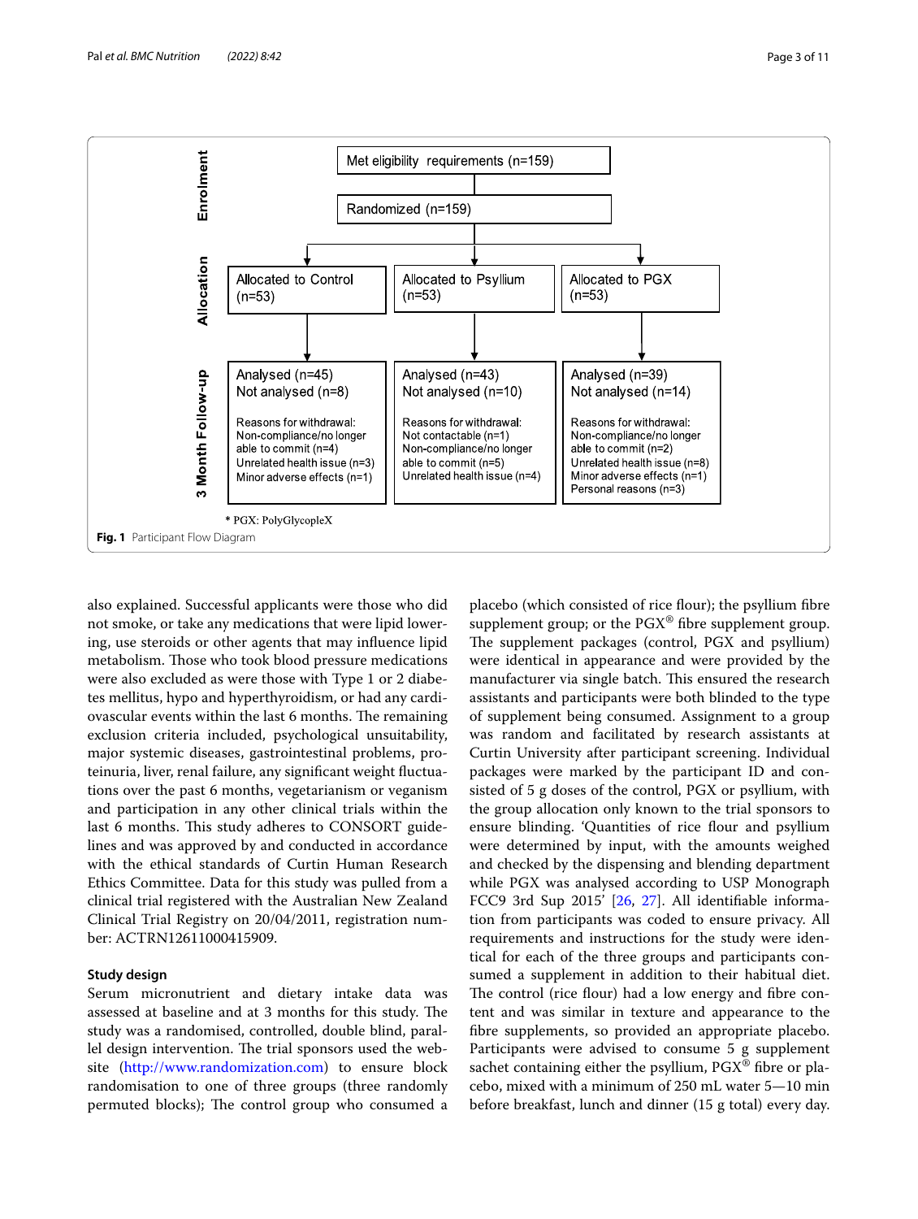**Enrolment**

Met eligibility requirements (n=159)

Randomized (n=159)

**Allocation**

| Allocated to Control (n=53) | Allocated to Psyllium (n=53) | Allocated to PGX (n=53) |
|---|---|---|

**3 Month Follow-up**

| Control | Psyllium | PGX |
|---|---|---|
| Analysed (n=45) | Analysed (n=43) | Analysed (n=39) |
| Not analysed (n=8) | Not analysed (n=10) | Not analysed (n=14) |
| Reasons for withdrawal: | Reasons for withdrawal: | Reasons for withdrawal: |
| Non-compliance/no longer able to commit (n=4) | Not contactable (n=1) | Non-compliance/no longer able to commit (n=2) |
| Unrelated health issue (n=3) | Non-compliance/no longer able to commit (n=5) | Unrelated health issue (n=8) |
| Minor adverse effects (n=1) | Unrelated health issue (n=4) | Minor adverse effects (n=1) |
| | | Personal reasons (n=3) |

* PGX: PolyGlycopleX

**Fig. 1** Participant Flow Diagram

also explained. Successful applicants were those who did not smoke, or take any medications that were lipid lowering, use steroids or other agents that may influence lipid metabolism. Those who took blood pressure medications were also excluded as were those with Type 1 or 2 diabetes mellitus, hypo and hyperthyroidism, or had any cardiovascular events within the last 6 months. The remaining exclusion criteria included, psychological unsuitability, major systemic diseases, gastrointestinal problems, proteinuria, liver, renal failure, any significant weight fluctuations over the past 6 months, vegetarianism or veganism and participation in any other clinical trials within the last 6 months. This study adheres to CONSORT guidelines and was approved by and conducted in accordance with the ethical standards of Curtin Human Research Ethics Committee. Data for this study was pulled from a clinical trial registered with the Australian New Zealand Clinical Trial Registry on 20/04/2011, registration number: ACTRN12611000415909.

### Study design

Serum micronutrient and dietary intake data was assessed at baseline and at 3 months for this study. The study was a randomised, controlled, double blind, parallel design intervention. The trial sponsors used the website (http://www.randomization.com) to ensure block randomisation to one of three groups (three randomly permuted blocks); The control group who consumed a placebo (which consisted of rice flour); the psyllium fibre supplement group; or the PGX® fibre supplement group. The supplement packages (control, PGX and psyllium) were identical in appearance and were provided by the manufacturer via single batch. This ensured the research assistants and participants were both blinded to the type of supplement being consumed. Assignment to a group was random and facilitated by research assistants at Curtin University after participant screening. Individual packages were marked by the participant ID and consisted of 5 g doses of the control, PGX or psyllium, with the group allocation only known to the trial sponsors to ensure blinding. 'Quantities of rice flour and psyllium were determined by input, with the amounts weighed and checked by the dispensing and blending department while PGX was analysed according to USP Monograph FCC9 3rd Sup 2015' [26, 27]. All identifiable information from participants was coded to ensure privacy. All requirements and instructions for the study were identical for each of the three groups and participants consumed a supplement in addition to their habitual diet. The control (rice flour) had a low energy and fibre content and was similar in texture and appearance to the fibre supplements, so provided an appropriate placebo. Participants were advised to consume 5 g supplement sachet containing either the psyllium, PGX® fibre or placebo, mixed with a minimum of 250 mL water 5—10 min before breakfast, lunch and dinner (15 g total) every day.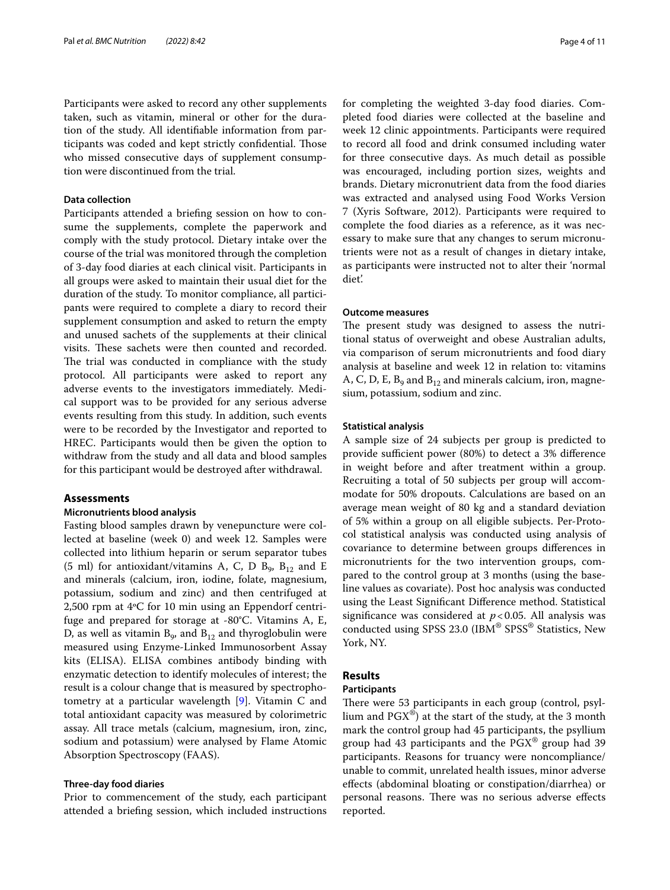Participants were asked to record any other supplements taken, such as vitamin, mineral or other for the duration of the study. All identifiable information from participants was coded and kept strictly confidential. Those who missed consecutive days of supplement consumption were discontinued from the trial.

### Data collection

Participants attended a briefing session on how to consume the supplements, complete the paperwork and comply with the study protocol. Dietary intake over the course of the trial was monitored through the completion of 3-day food diaries at each clinical visit. Participants in all groups were asked to maintain their usual diet for the duration of the study. To monitor compliance, all participants were required to complete a diary to record their supplement consumption and asked to return the empty and unused sachets of the supplements at their clinical visits. These sachets were then counted and recorded. The trial was conducted in compliance with the study protocol. All participants were asked to report any adverse events to the investigators immediately. Medical support was to be provided for any serious adverse events resulting from this study. In addition, such events were to be recorded by the Investigator and reported to HREC. Participants would then be given the option to withdraw from the study and all data and blood samples for this participant would be destroyed after withdrawal.

## Assessments

### Micronutrients blood analysis

Fasting blood samples drawn by venepuncture were collected at baseline (week 0) and week 12. Samples were collected into lithium heparin or serum separator tubes (5 ml) for antioxidant/vitamins A, C, D $B_9$, $B_{12}$ and E and minerals (calcium, iron, iodine, folate, magnesium, potassium, sodium and zinc) and then centrifuged at 2,500 rpm at 4ºC for 10 min using an Eppendorf centrifuge and prepared for storage at -80°C. Vitamins A, E, D, as well as vitamin $B_9$, and $B_{12}$ and thyroglobulin were measured using Enzyme-Linked Immunosorbent Assay kits (ELISA). ELISA combines antibody binding with enzymatic detection to identify molecules of interest; the result is a colour change that is measured by spectrophotometry at a particular wavelength [9]. Vitamin C and total antioxidant capacity was measured by colorimetric assay. All trace metals (calcium, magnesium, iron, zinc, sodium and potassium) were analysed by Flame Atomic Absorption Spectroscopy (FAAS).

### Three-day food diaries

Prior to commencement of the study, each participant attended a briefing session, which included instructions for completing the weighted 3-day food diaries. Completed food diaries were collected at the baseline and week 12 clinic appointments. Participants were required to record all food and drink consumed including water for three consecutive days. As much detail as possible was encouraged, including portion sizes, weights and brands. Dietary micronutrient data from the food diaries was extracted and analysed using Food Works Version 7 (Xyris Software, 2012). Participants were required to complete the food diaries as a reference, as it was necessary to make sure that any changes to serum micronutrients were not as a result of changes in dietary intake, as participants were instructed not to alter their 'normal diet'.

### Outcome measures

The present study was designed to assess the nutritional status of overweight and obese Australian adults, via comparison of serum micronutrients and food diary analysis at baseline and week 12 in relation to: vitamins A, C, D, E, $B_9$ and $B_{12}$ and minerals calcium, iron, magnesium, potassium, sodium and zinc.

### Statistical analysis

A sample size of 24 subjects per group is predicted to provide sufficient power (80%) to detect a 3% difference in weight before and after treatment within a group. Recruiting a total of 50 subjects per group will accommodate for 50% dropouts. Calculations are based on an average mean weight of 80 kg and a standard deviation of 5% within a group on all eligible subjects. Per-Protocol statistical analysis was conducted using analysis of covariance to determine between groups differences in micronutrients for the two intervention groups, compared to the control group at 3 months (using the baseline values as covariate). Post hoc analysis was conducted using the Least Significant Difference method. Statistical significance was considered at $p < 0.05$. All analysis was conducted using SPSS 23.0 (IBM® SPSS® Statistics, New York, NY.

## Results

### Participants

There were 53 participants in each group (control, psyllium and PGX®) at the start of the study, at the 3 month mark the control group had 45 participants, the psyllium group had 43 participants and the PGX® group had 39 participants. Reasons for truancy were noncompliance/unable to commit, unrelated health issues, minor adverse effects (abdominal bloating or constipation/diarrhea) or personal reasons. There was no serious adverse effects reported.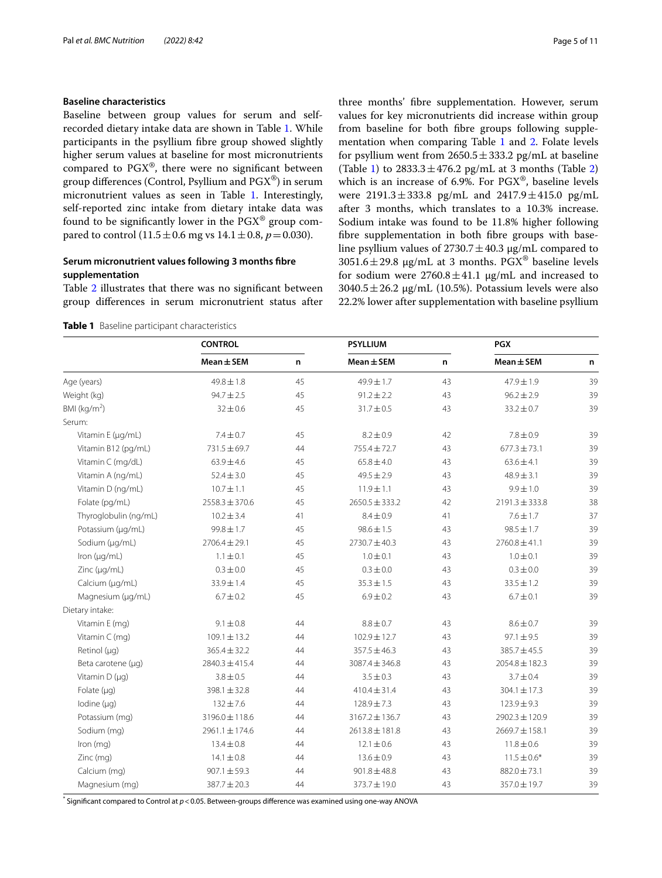### Baseline characteristics

Baseline between group values for serum and self-recorded dietary intake data are shown in Table 1. While participants in the psyllium fibre group showed slightly higher serum values at baseline for most micronutrients compared to PGX®, there were no significant between group differences (Control, Psyllium and PGX®) in serum micronutrient values as seen in Table 1. Interestingly, self-reported zinc intake from dietary intake data was found to be significantly lower in the PGX® group compared to control ($11.5 \pm 0.6$ mg vs $14.1 \pm 0.8$, $p = 0.030$).

### Serum micronutrient values following 3 months fibre supplementation

Table 2 illustrates that there was no significant between group differences in serum micronutrient status after three months' fibre supplementation. However, serum values for key micronutrients did increase within group from baseline for both fibre groups following supplementation when comparing Table 1 and 2. Folate levels for psyllium went from $2650.5 \pm 333.2$ pg/mL at baseline (Table 1) to $2833.3 \pm 476.2$ pg/mL at 3 months (Table 2) which is an increase of 6.9%. For PGX®, baseline levels were $2191.3 \pm 333.8$ pg/mL and $2417.9 \pm 415.0$ pg/mL after 3 months, which translates to a 10.3% increase. Sodium intake was found to be 11.8% higher following fibre supplementation in both fibre groups with baseline psyllium values of $2730.7 \pm 40.3$ μg/mL compared to $3051.6 \pm 29.8$ μg/mL at 3 months. PGX® baseline levels for sodium were $2760.8 \pm 41.1$ μg/mL and increased to $3040.5 \pm 26.2$ μg/mL (10.5%). Potassium levels were also 22.2% lower after supplementation with baseline psyllium

**Table 1** Baseline participant characteristics

| | CONTROL | | PSYLLIUM | | PGX | |
|---|---|---|---|---|---|---|
| | Mean ± SEM | n | Mean ± SEM | n | Mean ± SEM | n |
| Age (years) | 49.8 ± 1.8 | 45 | 49.9 ± 1.7 | 43 | 47.9 ± 1.9 | 39 |
| Weight (kg) | 94.7 ± 2.5 | 45 | 91.2 ± 2.2 | 43 | 96.2 ± 2.9 | 39 |
| BMI (kg/m$^2$) | 32 ± 0.6 | 45 | 31.7 ± 0.5 | 43 | 33.2 ± 0.7 | 39 |
| Serum: | | | | | | |
| Vitamin E (μg/mL) | 7.4 ± 0.7 | 45 | 8.2 ± 0.9 | 42 | 7.8 ± 0.9 | 39 |
| Vitamin B12 (pg/mL) | 731.5 ± 69.7 | 44 | 755.4 ± 72.7 | 43 | 677.3 ± 73.1 | 39 |
| Vitamin C (mg/dL) | 63.9 ± 4.6 | 45 | 65.8 ± 4.0 | 43 | 63.6 ± 4.1 | 39 |
| Vitamin A (ng/mL) | 52.4 ± 3.0 | 45 | 49.5 ± 2.9 | 43 | 48.9 ± 3.1 | 39 |
| Vitamin D (ng/mL) | 10.7 ± 1.1 | 45 | 11.9 ± 1.1 | 43 | 9.9 ± 1.0 | 39 |
| Folate (pg/mL) | 2558.3 ± 370.6 | 45 | 2650.5 ± 333.2 | 42 | 2191.3 ± 333.8 | 38 |
| Thyroglobulin (ng/mL) | 10.2 ± 3.4 | 41 | 8.4 ± 0.9 | 41 | 7.6 ± 1.7 | 37 |
| Potassium (μg/mL) | 99.8 ± 1.7 | 45 | 98.6 ± 1.5 | 43 | 98.5 ± 1.7 | 39 |
| Sodium (μg/mL) | 2706.4 ± 29.1 | 45 | 2730.7 ± 40.3 | 43 | 2760.8 ± 41.1 | 39 |
| Iron (μg/mL) | 1.1 ± 0.1 | 45 | 1.0 ± 0.1 | 43 | 1.0 ± 0.1 | 39 |
| Zinc (μg/mL) | 0.3 ± 0.0 | 45 | 0.3 ± 0.0 | 43 | 0.3 ± 0.0 | 39 |
| Calcium (μg/mL) | 33.9 ± 1.4 | 45 | 35.3 ± 1.5 | 43 | 33.5 ± 1.2 | 39 |
| Magnesium (μg/mL) | 6.7 ± 0.2 | 45 | 6.9 ± 0.2 | 43 | 6.7 ± 0.1 | 39 |
| Dietary intake: | | | | | | |
| Vitamin E (mg) | 9.1 ± 0.8 | 44 | 8.8 ± 0.7 | 43 | 8.6 ± 0.7 | 39 |
| Vitamin C (mg) | 109.1 ± 13.2 | 44 | 102.9 ± 12.7 | 43 | 97.1 ± 9.5 | 39 |
| Retinol (μg) | 365.4 ± 32.2 | 44 | 357.5 ± 46.3 | 43 | 385.7 ± 45.5 | 39 |
| Beta carotene (μg) | 2840.3 ± 415.4 | 44 | 3087.4 ± 346.8 | 43 | 2054.8 ± 182.3 | 39 |
| Vitamin D (μg) | 3.8 ± 0.5 | 44 | 3.5 ± 0.3 | 43 | 3.7 ± 0.4 | 39 |
| Folate (μg) | 398.1 ± 32.8 | 44 | 410.4 ± 31.4 | 43 | 304.1 ± 17.3 | 39 |
| Iodine (μg) | 132 ± 7.6 | 44 | 128.9 ± 7.3 | 43 | 123.9 ± 9.3 | 39 |
| Potassium (mg) | 3196.0 ± 118.6 | 44 | 3167.2 ± 136.7 | 43 | 2902.3 ± 120.9 | 39 |
| Sodium (mg) | 2961.1 ± 174.6 | 44 | 2613.8 ± 181.8 | 43 | 2669.7 ± 158.1 | 39 |
| Iron (mg) | 13.4 ± 0.8 | 44 | 12.1 ± 0.6 | 43 | 11.8 ± 0.6 | 39 |
| Zinc (mg) | 14.1 ± 0.8 | 44 | 13.6 ± 0.9 | 43 | 11.5 ± 0.6* | 39 |
| Calcium (mg) | 907.1 ± 59.3 | 44 | 901.8 ± 48.8 | 43 | 882.0 ± 73.1 | 39 |
| Magnesium (mg) | 387.7 ± 20.3 | 44 | 373.7 ± 19.0 | 43 | 357.0 ± 19.7 | 39 |

\* Significant compared to Control at $p < 0.05$. Between-groups difference was examined using one-way ANOVA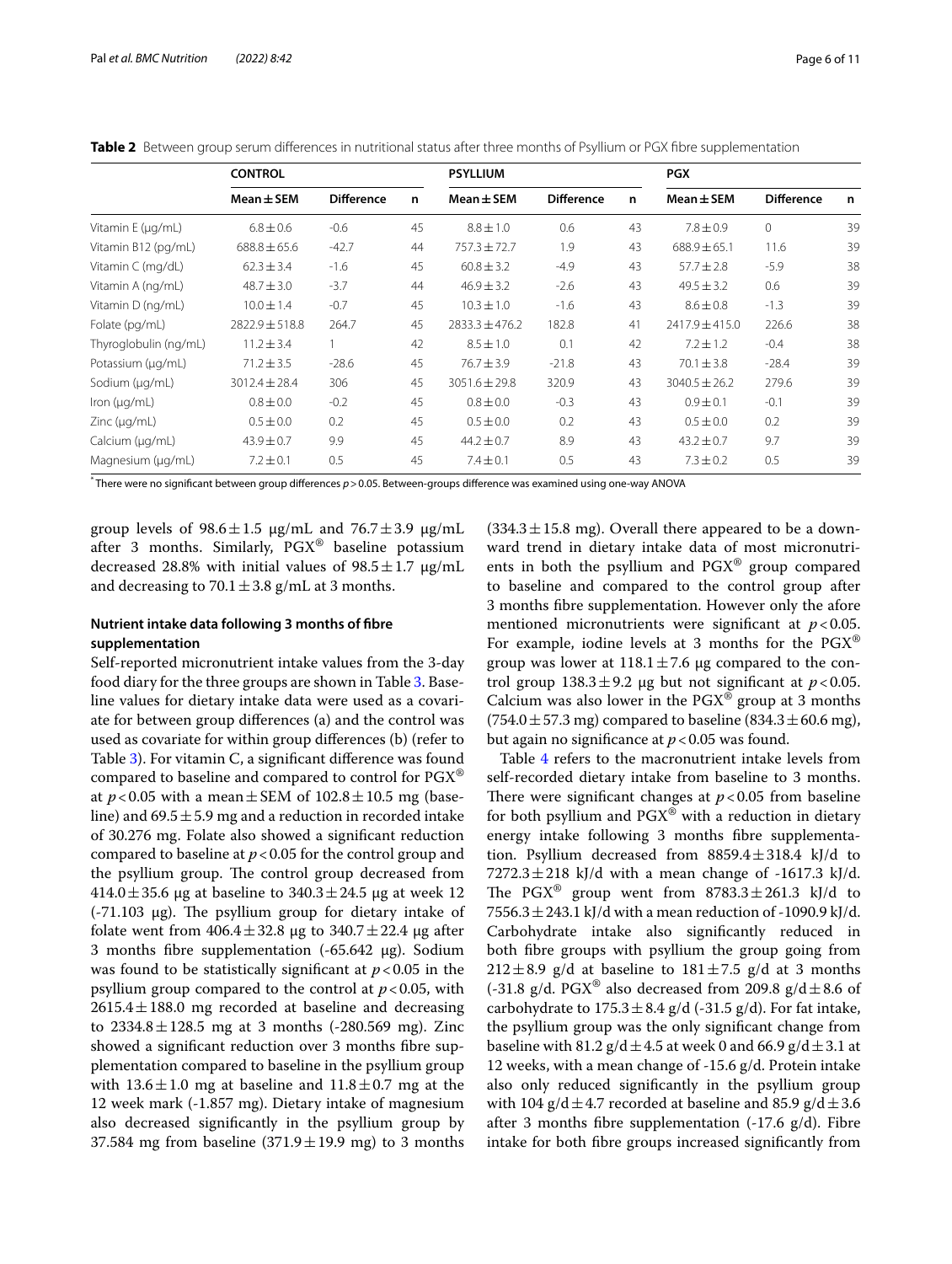**Table 2** Between group serum differences in nutritional status after three months of Psyllium or PGX fibre supplementation

| | CONTROL | | | PSYLLIUM | | | PGX | | |
|---|---|---|---|---|---|---|---|---|---|
| | Mean ± SEM | Difference | n | Mean ± SEM | Difference | n | Mean ± SEM | Difference | n |
| Vitamin E (μg/mL) | 6.8 ± 0.6 | -0.6 | 45 | 8.8 ± 1.0 | 0.6 | 43 | 7.8 ± 0.9 | 0 | 39 |
| Vitamin B12 (pg/mL) | 688.8 ± 65.6 | -42.7 | 44 | 757.3 ± 72.7 | 1.9 | 43 | 688.9 ± 65.1 | 11.6 | 39 |
| Vitamin C (mg/dL) | 62.3 ± 3.4 | -1.6 | 45 | 60.8 ± 3.2 | -4.9 | 43 | 57.7 ± 2.8 | -5.9 | 38 |
| Vitamin A (ng/mL) | 48.7 ± 3.0 | -3.7 | 44 | 46.9 ± 3.2 | -2.6 | 43 | 49.5 ± 3.2 | 0.6 | 39 |
| Vitamin D (ng/mL) | 10.0 ± 1.4 | -0.7 | 45 | 10.3 ± 1.0 | -1.6 | 43 | 8.6 ± 0.8 | -1.3 | 39 |
| Folate (pg/mL) | 2822.9 ± 518.8 | 264.7 | 45 | 2833.3 ± 476.2 | 182.8 | 41 | 2417.9 ± 415.0 | 226.6 | 38 |
| Thyroglobulin (ng/mL) | 11.2 ± 3.4 | 1 | 42 | 8.5 ± 1.0 | 0.1 | 42 | 7.2 ± 1.2 | -0.4 | 38 |
| Potassium (μg/mL) | 71.2 ± 3.5 | -28.6 | 45 | 76.7 ± 3.9 | -21.8 | 43 | 70.1 ± 3.8 | -28.4 | 39 |
| Sodium (μg/mL) | 3012.4 ± 28.4 | 306 | 45 | 3051.6 ± 29.8 | 320.9 | 43 | 3040.5 ± 26.2 | 279.6 | 39 |
| Iron (μg/mL) | 0.8 ± 0.0 | -0.2 | 45 | 0.8 ± 0.0 | -0.3 | 43 | 0.9 ± 0.1 | -0.1 | 39 |
| Zinc (μg/mL) | 0.5 ± 0.0 | 0.2 | 45 | 0.5 ± 0.0 | 0.2 | 43 | 0.5 ± 0.0 | 0.2 | 39 |
| Calcium (μg/mL) | 43.9 ± 0.7 | 9.9 | 45 | 44.2 ± 0.7 | 8.9 | 43 | 43.2 ± 0.7 | 9.7 | 39 |
| Magnesium (μg/mL) | 7.2 ± 0.1 | 0.5 | 45 | 7.4 ± 0.1 | 0.5 | 43 | 7.3 ± 0.2 | 0.5 | 39 |

* There were no significant between group differences $p > 0.05$. Between-groups difference was examined using one-way ANOVA

group levels of 98.6 ± 1.5 μg/mL and 76.7 ± 3.9 μg/mL after 3 months. Similarly, PGX® baseline potassium decreased 28.8% with initial values of 98.5 ± 1.7 μg/mL and decreasing to 70.1 ± 3.8 g/mL at 3 months.

## Nutrient intake data following 3 months of fibre supplementation

Self-reported micronutrient intake values from the 3-day food diary for the three groups are shown in Table 3. Baseline values for dietary intake data were used as a covariate for between group differences (a) and the control was used as covariate for within group differences (b) (refer to Table 3). For vitamin C, a significant difference was found compared to baseline and compared to control for PGX® at $p < 0.05$ with a mean ± SEM of 102.8 ± 10.5 mg (baseline) and 69.5 ± 5.9 mg and a reduction in recorded intake of 30.276 mg. Folate also showed a significant reduction compared to baseline at $p < 0.05$ for the control group and the psyllium group. The control group decreased from 414.0 ± 35.6 μg at baseline to 340.3 ± 24.5 μg at week 12 (-71.103 μg). The psyllium group for dietary intake of folate went from 406.4 ± 32.8 μg to 340.7 ± 22.4 μg after 3 months fibre supplementation (-65.642 μg). Sodium was found to be statistically significant at $p < 0.05$ in the psyllium group compared to the control at $p < 0.05$, with 2615.4 ± 188.0 mg recorded at baseline and decreasing to 2334.8 ± 128.5 mg at 3 months (-280.569 mg). Zinc showed a significant reduction over 3 months fibre supplementation compared to baseline in the psyllium group with 13.6 ± 1.0 mg at baseline and 11.8 ± 0.7 mg at the 12 week mark (-1.857 mg). Dietary intake of magnesium also decreased significantly in the psyllium group by 37.584 mg from baseline (371.9 ± 19.9 mg) to 3 months (334.3 ± 15.8 mg). Overall there appeared to be a downward trend in dietary intake data of most micronutrients in both the psyllium and PGX® group compared to baseline and compared to the control group after 3 months fibre supplementation. However only the afore mentioned micronutrients were significant at $p < 0.05$. For example, iodine levels at 3 months for the PGX® group was lower at 118.1 ± 7.6 μg compared to the control group 138.3 ± 9.2 μg but not significant at $p < 0.05$. Calcium was also lower in the PGX® group at 3 months (754.0 ± 57.3 mg) compared to baseline (834.3 ± 60.6 mg), but again no significance at $p < 0.05$ was found.

Table 4 refers to the macronutrient intake levels from self-recorded dietary intake from baseline to 3 months. There were significant changes at $p < 0.05$ from baseline for both psyllium and PGX® with a reduction in dietary energy intake following 3 months fibre supplementation. Psyllium decreased from 8859.4 ± 318.4 kJ/d to 7272.3 ± 218 kJ/d with a mean change of -1617.3 kJ/d. The PGX® group went from 8783.3 ± 261.3 kJ/d to 7556.3 ± 243.1 kJ/d with a mean reduction of -1090.9 kJ/d. Carbohydrate intake also significantly reduced in both fibre groups with psyllium the group going from 212 ± 8.9 g/d at baseline to 181 ± 7.5 g/d at 3 months (-31.8 g/d. PGX® also decreased from 209.8 g/d ± 8.6 of carbohydrate to 175.3 ± 8.4 g/d (-31.5 g/d). For fat intake, the psyllium group was the only significant change from baseline with 81.2 g/d ± 4.5 at week 0 and 66.9 g/d ± 3.1 at 12 weeks, with a mean change of -15.6 g/d. Protein intake also only reduced significantly in the psyllium group with 104 g/d ± 4.7 recorded at baseline and 85.9 g/d ± 3.6 after 3 months fibre supplementation (-17.6 g/d). Fibre intake for both fibre groups increased significantly from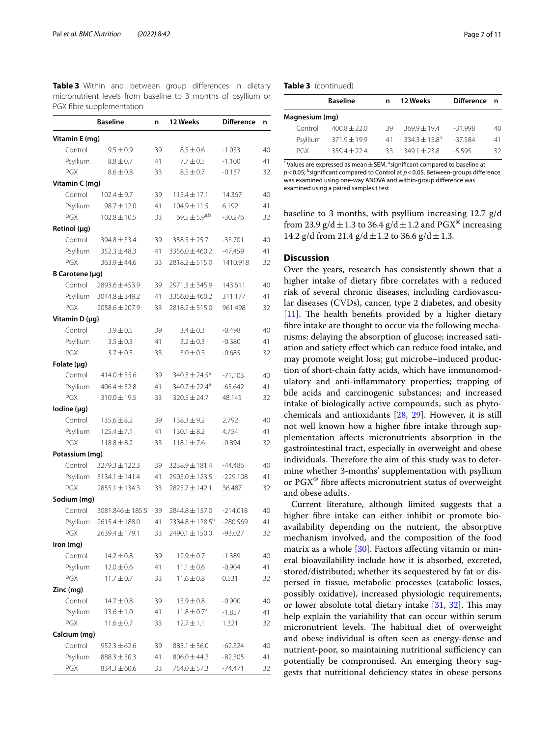**Table 3** Within and between group differences in dietary micronutrient levels from baseline to 3 months of psyllium or PGX fibre supplementation

| | Baseline | n | 12 Weeks | Difference | n |
|---|---|---|---|---|---|
| **Vitamin E (mg)** | | | | | |
| Control | 9.5 ± 0.9 | 39 | 8.5 ± 0.6 | -1.033 | 40 |
| Psyllium | 8.8 ± 0.7 | 41 | 7.7 ± 0.5 | -1.100 | 41 |
| PGX | 8.6 ± 0.8 | 33 | 8.5 ± 0.7 | -0.137 | 32 |
| **Vitamin C (mg)** | | | | | |
| Control | 102.4 ± 9.7 | 39 | 115.4 ± 17.1 | 14.367 | 40 |
| Psyllium | 98.7 ± 12.0 | 41 | 104.9 ± 11.5 | 6.192 | 41 |
| PGX | 102.8 ± 10.5 | 33 | 69.5 ± 5.9[a,b] | -30.276 | 32 |
| **Retinol (μg)** | | | | | |
| Control | 394.8 ± 33.4 | 39 | 358.5 ± 25.7 | -33.701 | 40 |
| Psyllium | 352.3 ± 48.3 | 41 | 3356.0 ± 460.2 | -47.459 | 41 |
| PGX | 363.9 ± 44.6 | 33 | 2818.2 ± 515.0 | 1410.918 | 32 |
| **B Carotene (μg)** | | | | | |
| Control | 2893.6 ± 453.9 | 39 | 2971.3 ± 345.9 | 143.611 | 40 |
| Psyllium | 3044.8 ± 349.2 | 41 | 3356.0 ± 460.2 | 311.177 | 41 |
| PGX | 2058.6 ± 207.9 | 33 | 2818.2 ± 515.0 | 961.498 | 32 |
| **Vitamin D (μg)** | | | | | |
| Control | 3.9 ± 0.5 | 39 | 3.4 ± 0.3 | -0.498 | 40 |
| Psyllium | 3.5 ± 0.3 | 41 | 3.2 ± 0.3 | -0.380 | 41 |
| PGX | 3.7 ± 0.5 | 33 | 3.0 ± 0.3 | -0.685 | 32 |
| **Folate (μg)** | | | | | |
| Control | 414.0 ± 35.6 | 39 | 340.3 ± 24.5[a] | -71.103 | 40 |
| Psyllium | 406.4 ± 32.8 | 41 | 340.7 ± 22.4[a] | -65.642 | 41 |
| PGX | 310.0 ± 19.5 | 33 | 320.5 ± 24.7 | 48.145 | 32 |
| **Iodine (μg)** | | | | | |
| Control | 135.6 ± 8.2 | 39 | 138.3 ± 9.2 | 2.792 | 40 |
| Psyllium | 125.4 ± 7.1 | 41 | 130.1 ± 8.2 | 4.754 | 41 |
| PGX | 118.8 ± 8.2 | 33 | 118.1 ± 7.6 | -0.894 | 32 |
| **Potassium (mg)** | | | | | |
| Control | 3279.3 ± 122.3 | 39 | 3238.9 ± 181.4 | -44.486 | 40 |
| Psyllium | 3134.1 ± 141.4 | 41 | 2905.0 ± 123.5 | -229.108 | 41 |
| PGX | 2855.1 ± 134.3 | 33 | 2825.7 ± 142.1 | 36.487 | 32 |
| **Sodium (mg)** | | | | | |
| Control | 3081.846 ± 185.5 | 39 | 2844.8 ± 157.0 | -214.018 | 40 |
| Psyllium | 2615.4 ± 188.0 | 41 | 2334.8 ± 128.5[b] | -280.569 | 41 |
| PGX | 2639.4 ± 179.1 | 33 | 2490.1 ± 150.0 | -93.027 | 32 |
| **Iron (mg)** | | | | | |
| Control | 14.2 ± 0.8 | 39 | 12.9 ± 0.7 | -1.389 | 40 |
| Psyllium | 12.0 ± 0.6 | 41 | 11.1 ± 0.6 | -0.904 | 41 |
| PGX | 11.7 ± 0.7 | 33 | 11.6 ± 0.8 | 0.531 | 32 |
| **Zinc (mg)** | | | | | |
| Control | 14.7 ± 0.8 | 39 | 13.9 ± 0.8 | -0.900 | 40 |
| Psyllium | 13.6 ± 1.0 | 41 | 11.8 ± 0.7[a] | -1.857 | 41 |
| PGX | 11.6 ± 0.7 | 33 | 12.7 ± 1.1 | 1.321 | 32 |
| **Calcium (mg)** | | | | | |
| Control | 952.3 ± 62.6 | 39 | 885.1 ± 56.0 | -62.324 | 40 |
| Psyllium | 888.3 ± 50.3 | 41 | 806.0 ± 44.2 | -82.305 | 41 |
| PGX | 834.3 ± 60.6 | 33 | 754.0 ± 57.3 | -74.471 | 32 |
| **Magnesium (mg)** | | | | | |
| Control | 400.8 ± 22.0 | 39 | 369.9 ± 19.4 | -31.998 | 40 |
| Psyllium | 371.9 ± 19.9 | 41 | 334.3 ± 15.8[a] | -37.584 | 41 |
| PGX | 359.4 ± 22.4 | 33 | 349.1 ± 23.8 | -5.595 | 32 |

[*] Values are expressed as mean ± SEM. [a]significant compared to baseline at $p < 0.05$; [b]significant compared to Control at $p < 0.05$. Between-groups difference was examined using one-way ANOVA and within-group difference was examined using a paired samples t test

baseline to 3 months, with psyllium increasing 12.7 g/d from 23.9 g/d ± 1.3 to 36.4 g/d ± 1.2 and PGX® increasing 14.2 g/d from 21.4 g/d ± 1.2 to 36.6 g/d ± 1.3.

## Discussion

Over the years, research has consistently shown that a higher intake of dietary fibre correlates with a reduced risk of several chronic diseases, including cardiovascular diseases (CVDs), cancer, type 2 diabetes, and obesity [11]. The health benefits provided by a higher dietary fibre intake are thought to occur via the following mechanisms: delaying the absorption of glucose; increased satiation and satiety effect which can reduce food intake, and may promote weight loss; gut microbe–induced production of short-chain fatty acids, which have immunomodulatory and anti-inflammatory properties; trapping of bile acids and carcinogenic substances; and increased intake of biologically active compounds, such as phytochemicals and antioxidants [28, 29]. However, it is still not well known how a higher fibre intake through supplementation affects micronutrients absorption in the gastrointestinal tract, especially in overweight and obese individuals. Therefore the aim of this study was to determine whether 3-months' supplementation with psyllium or PGX® fibre affects micronutrient status of overweight and obese adults.

Current literature, although limited suggests that a higher fibre intake can either inhibit or promote bioavailability depending on the nutrient, the absorptive mechanism involved, and the composition of the food matrix as a whole [30]. Factors affecting vitamin or mineral bioavailability include how it is absorbed, excreted, stored/distributed; whether its sequestered by fat or dispersed in tissue, metabolic processes (catabolic losses, possibly oxidative), increased physiologic requirements, or lower absolute total dietary intake [31, 32]. This may help explain the variability that can occur within serum micronutrient levels. The habitual diet of overweight and obese individual is often seen as energy-dense and nutrient-poor, so maintaining nutritional sufficiency can potentially be compromised. An emerging theory suggests that nutritional deficiency states in obese persons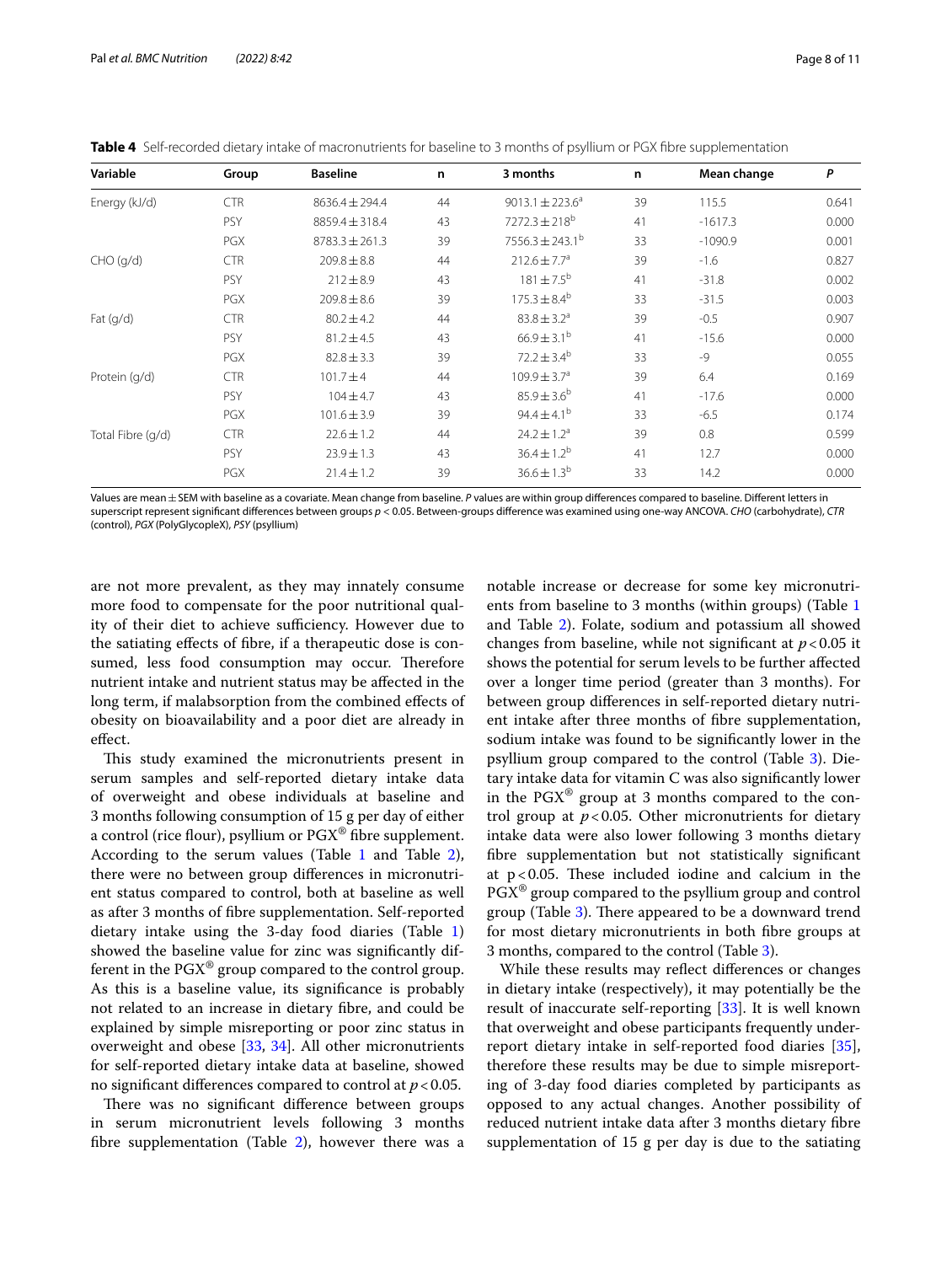**Table 4** Self-recorded dietary intake of macronutrients for baseline to 3 months of psyllium or PGX fibre supplementation

| Variable | Group | Baseline | n | 3 months | n | Mean change | P |
|---|---|---|---|---|---|---|---|
| Energy (kJ/d) | CTR | 8636.4 ± 294.4 | 44 | 9013.1 ± 223.6[a] | 39 | 115.5 | 0.641 |
| | PSY | 8859.4 ± 318.4 | 43 | 7272.3 ± 218[b] | 41 | -1617.3 | 0.000 |
| | PGX | 8783.3 ± 261.3 | 39 | 7556.3 ± 243.1[b] | 33 | -1090.9 | 0.001 |
| CHO (g/d) | CTR | 209.8 ± 8.8 | 44 | 212.6 ± 7.7[a] | 39 | -1.6 | 0.827 |
| | PSY | 212 ± 8.9 | 43 | 181 ± 7.5[b] | 41 | -31.8 | 0.002 |
| | PGX | 209.8 ± 8.6 | 39 | 175.3 ± 8.4[b] | 33 | -31.5 | 0.003 |
| Fat (g/d) | CTR | 80.2 ± 4.2 | 44 | 83.8 ± 3.2[a] | 39 | -0.5 | 0.907 |
| | PSY | 81.2 ± 4.5 | 43 | 66.9 ± 3.1[b] | 41 | -15.6 | 0.000 |
| | PGX | 82.8 ± 3.3 | 39 | 72.2 ± 3.4[b] | 33 | -9 | 0.055 |
| Protein (g/d) | CTR | 101.7 ± 4 | 44 | 109.9 ± 3.7[a] | 39 | 6.4 | 0.169 |
| | PSY | 104 ± 4.7 | 43 | 85.9 ± 3.6[b] | 41 | -17.6 | 0.000 |
| | PGX | 101.6 ± 3.9 | 39 | 94.4 ± 4.1[b] | 33 | -6.5 | 0.174 |
| Total Fibre (g/d) | CTR | 22.6 ± 1.2 | 44 | 24.2 ± 1.2[a] | 39 | 0.8 | 0.599 |
| | PSY | 23.9 ± 1.3 | 43 | 36.4 ± 1.2[b] | 41 | 12.7 | 0.000 |
| | PGX | 21.4 ± 1.2 | 39 | 36.6 ± 1.3[b] | 33 | 14.2 | 0.000 |

Values are mean ± SEM with baseline as a covariate. Mean change from baseline. *P* values are within group differences compared to baseline. Different letters in superscript represent significant differences between groups $p < 0.05$. Between-groups difference was examined using one-way ANCOVA. *CHO* (carbohydrate), *CTR* (control), *PGX* (PolyGlycopleX), *PSY* (psyllium)

are not more prevalent, as they may innately consume more food to compensate for the poor nutritional quality of their diet to achieve sufficiency. However due to the satiating effects of fibre, if a therapeutic dose is consumed, less food consumption may occur. Therefore nutrient intake and nutrient status may be affected in the long term, if malabsorption from the combined effects of obesity on bioavailability and a poor diet are already in effect.

This study examined the micronutrients present in serum samples and self-reported dietary intake data of overweight and obese individuals at baseline and 3 months following consumption of 15 g per day of either a control (rice flour), psyllium or PGX® fibre supplement. According to the serum values (Table 1 and Table 2), there were no between group differences in micronutrient status compared to control, both at baseline as well as after 3 months of fibre supplementation. Self-reported dietary intake using the 3-day food diaries (Table 1) showed the baseline value for zinc was significantly different in the PGX® group compared to the control group. As this is a baseline value, its significance is probably not related to an increase in dietary fibre, and could be explained by simple misreporting or poor zinc status in overweight and obese [33, 34]. All other micronutrients for self-reported dietary intake data at baseline, showed no significant differences compared to control at $p < 0.05$.

There was no significant difference between groups in serum micronutrient levels following 3 months fibre supplementation (Table 2), however there was a notable increase or decrease for some key micronutrients from baseline to 3 months (within groups) (Table 1 and Table 2). Folate, sodium and potassium all showed changes from baseline, while not significant at $p < 0.05$ it shows the potential for serum levels to be further affected over a longer time period (greater than 3 months). For between group differences in self-reported dietary nutrient intake after three months of fibre supplementation, sodium intake was found to be significantly lower in the psyllium group compared to the control (Table 3). Dietary intake data for vitamin C was also significantly lower in the PGX® group at 3 months compared to the control group at $p < 0.05$. Other micronutrients for dietary intake data were also lower following 3 months dietary fibre supplementation but not statistically significant at $p < 0.05$. These included iodine and calcium in the PGX® group compared to the psyllium group and control group (Table 3). There appeared to be a downward trend for most dietary micronutrients in both fibre groups at 3 months, compared to the control (Table 3).

While these results may reflect differences or changes in dietary intake (respectively), it may potentially be the result of inaccurate self-reporting [33]. It is well known that overweight and obese participants frequently under-report dietary intake in self-reported food diaries [35], therefore these results may be due to simple misreporting of 3-day food diaries completed by participants as opposed to any actual changes. Another possibility of reduced nutrient intake data after 3 months dietary fibre supplementation of 15 g per day is due to the satiating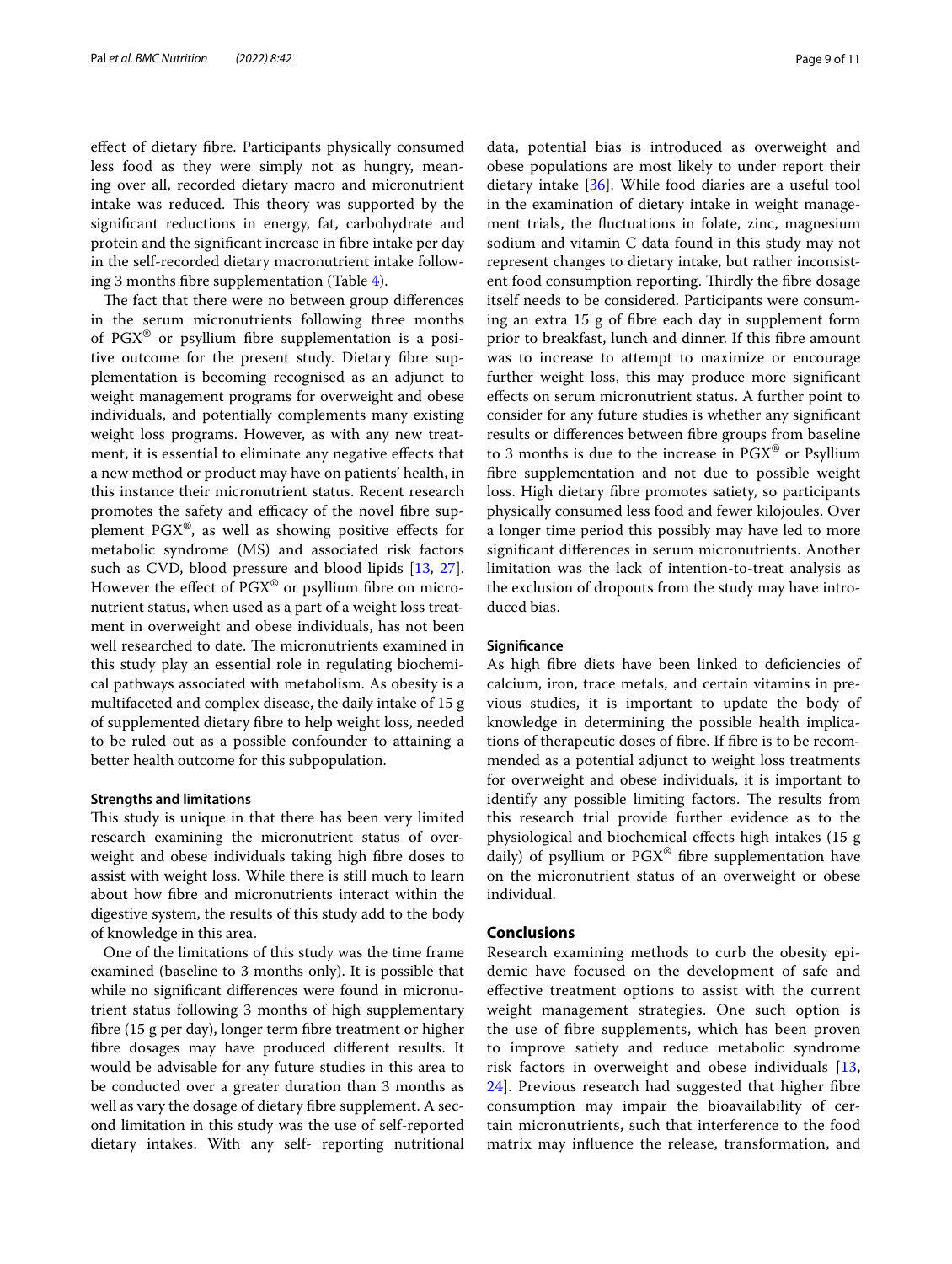effect of dietary fibre. Participants physically consumed less food as they were simply not as hungry, meaning over all, recorded dietary macro and micronutrient intake was reduced. This theory was supported by the significant reductions in energy, fat, carbohydrate and protein and the significant increase in fibre intake per day in the self-recorded dietary macronutrient intake following 3 months fibre supplementation (Table 4).

The fact that there were no between group differences in the serum micronutrients following three months of PGX® or psyllium fibre supplementation is a positive outcome for the present study. Dietary fibre supplementation is becoming recognised as an adjunct to weight management programs for overweight and obese individuals, and potentially complements many existing weight loss programs. However, as with any new treatment, it is essential to eliminate any negative effects that a new method or product may have on patients' health, in this instance their micronutrient status. Recent research promotes the safety and efficacy of the novel fibre supplement PGX®, as well as showing positive effects for metabolic syndrome (MS) and associated risk factors such as CVD, blood pressure and blood lipids [13, 27]. However the effect of PGX® or psyllium fibre on micronutrient status, when used as a part of a weight loss treatment in overweight and obese individuals, has not been well researched to date. The micronutrients examined in this study play an essential role in regulating biochemical pathways associated with metabolism. As obesity is a multifaceted and complex disease, the daily intake of 15 g of supplemented dietary fibre to help weight loss, needed to be ruled out as a possible confounder to attaining a better health outcome for this subpopulation.

### Strengths and limitations

This study is unique in that there has been very limited research examining the micronutrient status of overweight and obese individuals taking high fibre doses to assist with weight loss. While there is still much to learn about how fibre and micronutrients interact within the digestive system, the results of this study add to the body of knowledge in this area.

One of the limitations of this study was the time frame examined (baseline to 3 months only). It is possible that while no significant differences were found in micronutrient status following 3 months of high supplementary fibre (15 g per day), longer term fibre treatment or higher fibre dosages may have produced different results. It would be advisable for any future studies in this area to be conducted over a greater duration than 3 months as well as vary the dosage of dietary fibre supplement. A second limitation in this study was the use of self-reported dietary intakes. With any self- reporting nutritional data, potential bias is introduced as overweight and obese populations are most likely to under report their dietary intake [36]. While food diaries are a useful tool in the examination of dietary intake in weight management trials, the fluctuations in folate, zinc, magnesium sodium and vitamin C data found in this study may not represent changes to dietary intake, but rather inconsistent food consumption reporting. Thirdly the fibre dosage itself needs to be considered. Participants were consuming an extra 15 g of fibre each day in supplement form prior to breakfast, lunch and dinner. If this fibre amount was to increase to attempt to maximize or encourage further weight loss, this may produce more significant effects on serum micronutrient status. A further point to consider for any future studies is whether any significant results or differences between fibre groups from baseline to 3 months is due to the increase in PGX® or Psyllium fibre supplementation and not due to possible weight loss. High dietary fibre promotes satiety, so participants physically consumed less food and fewer kilojoules. Over a longer time period this possibly may have led to more significant differences in serum micronutrients. Another limitation was the lack of intention-to-treat analysis as the exclusion of dropouts from the study may have introduced bias.

### Significance

As high fibre diets have been linked to deficiencies of calcium, iron, trace metals, and certain vitamins in previous studies, it is important to update the body of knowledge in determining the possible health implications of therapeutic doses of fibre. If fibre is to be recommended as a potential adjunct to weight loss treatments for overweight and obese individuals, it is important to identify any possible limiting factors. The results from this research trial provide further evidence as to the physiological and biochemical effects high intakes (15 g daily) of psyllium or PGX® fibre supplementation have on the micronutrient status of an overweight or obese individual.

## Conclusions

Research examining methods to curb the obesity epidemic have focused on the development of safe and effective treatment options to assist with the current weight management strategies. One such option is the use of fibre supplements, which has been proven to improve satiety and reduce metabolic syndrome risk factors in overweight and obese individuals [13, 24]. Previous research had suggested that higher fibre consumption may impair the bioavailability of certain micronutrients, such that interference to the food matrix may influence the release, transformation, and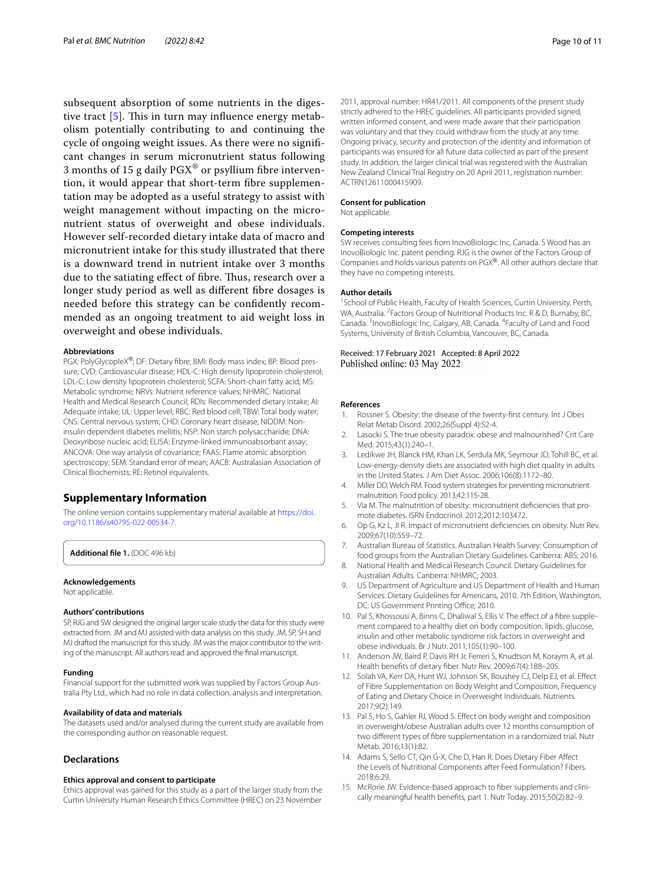subsequent absorption of some nutrients in the digestive tract [5]. This in turn may influence energy metabolism potentially contributing to and continuing the cycle of ongoing weight issues. As there were no significant changes in serum micronutrient status following 3 months of 15 g daily PGX® or psyllium fibre intervention, it would appear that short-term fibre supplementation may be adopted as a useful strategy to assist with weight management without impacting on the micronutrient status of overweight and obese individuals. However self-recorded dietary intake data of macro and micronutrient intake for this study illustrated that there is a downward trend in nutrient intake over 3 months due to the satiating effect of fibre. Thus, research over a longer study period as well as different fibre dosages is needed before this strategy can be confidently recommended as an ongoing treatment to aid weight loss in overweight and obese individuals.

#### Abbreviations
PGX: PolyGlycopleX®; DF: Dietary fibre; BMI: Body mass index; BP: Blood pressure; CVD: Cardiovascular disease; HDL-C: High density lipoprotein cholesterol; LDL-C: Low density lipoprotein cholesterol; SCFA: Short-chain fatty acid; MS: Metabolic syndrome; NRVs: Nutrient reference values; NHMRC: National Health and Medical Research Council; RDIs: Recommended dietary intake; AI: Adequate intake; UL: Upper level; RBC: Red blood cell; TBW: Total body water; CNS: Central nervous system; CHD: Coronary heart disease; NIDDM: Non-insulin dependent diabetes mellitis; NSP: Non starch polysaccharide; DNA: Deoxyribose nucleic acid; ELISA: Enzyme-linked immunoabsorbant assay; ANCOVA: One way analysis of covariance; FAAS: Flame atomic absorption spectroscopy; SEM: Standard error of mean; AACB: Australasian Association of Clinical Biochemists; RE: Retinol equivalents.

## Supplementary Information

The online version contains supplementary material available at https://doi.org/10.1186/s40795-022-00534-7.

**Additional file 1.** (DOC 496 kb)

#### Acknowledgements
Not applicable.

#### Authors' contributions
SP, RJG and SW designed the original larger scale study the data for this study were extracted from. JM and MJ assisted with data analysis on this study. JM, SP, SH and MJ drafted the manuscript for this study. JM was the major contributor to the writing of the manuscript. All authors read and approved the final manuscript.

#### Funding
Financial support for the submitted work was supplied by Factors Group Australia Pty Ltd., which had no role in data collection, analysis and interpretation.

#### Availability of data and materials
The datasets used and/or analysed during the current study are available from the corresponding author on reasonable request.

## Declarations

#### Ethics approval and consent to participate
Ethics approval was gained for this study as a part of the larger study from the Curtin University Human Research Ethics Committee (HREC) on 23 November 2011, approval number: HR41/2011. All components of the present study strictly adhered to the HREC guidelines. All participants provided signed, written informed consent, and were made aware that their participation was voluntary and that they could withdraw from the study at any time. Ongoing privacy, security and protection of the identity and information of participants was ensured for all future data collected as part of the present study. In addition, the larger clinical trial was registered with the Australian New Zealand Clinical Trial Registry on 20 April 2011, registration number: ACTRN12611000415909.

#### Consent for publication
Not applicable.

#### Competing interests
SW receives consulting fees from InovoBiologic Inc, Canada. S Wood has an InovoBiologic Inc. patent pending. RJG is the owner of the Factors Group of Companies and holds various patents on PGX®. All other authors declare that they have no competing interests.

#### Author details
[1]School of Public Health, Faculty of Health Sciences, Curtin University, Perth, WA, Australia. [2]Factors Group of Nutritional Products Inc. R & D, Burnaby, BC, Canada. [3]InovoBiologic Inc, Calgary, AB, Canada. [4]Faculty of Land and Food Systems, University of British Columbia, Vancouver, BC, Canada.

Received: 17 February 2021 Accepted: 8 April 2022
Published online: 03 May 2022

#### References
1. Rossner S. Obesity: the disease of the twenty-first century. Int J Obes Relat Metab Disord. 2002;26(Suppl 4):S2-4.
2. Lasocki S. The true obesity paradox: obese and malnourished? Crit Care Med. 2015;43(1):240–1.
3. Ledikwe JH, Blanck HM, Khan LK, Serdula MK, Seymour JD, Tohill BC, et al. Low-energy-density diets are associated with high diet quality in adults in the United States. J Am Diet Assoc. 2006;106(8):1172–80.
4. Miller DD, Welch RM. Food system strategies for preventing micronutrient malnutrition. Food policy. 2013;42:115-28.
5. Via M. The malnutrition of obesity: micronutrient deficiencies that promote diabetes. ISRN Endocrinol. 2012;2012:103472.
6. Op G, Kz L, Jl R. Impact of micronutrient deficiencies on obesity. Nutr Rev. 2009;67(10):559–72.
7. Australian Bureau of Statistics. Australian Health Survey: Consumption of food groups from the Australian Dietary Guidelines. Canberra: ABS; 2016.
8. National Health and Medical Research Council. Dietary Guidelines for Australian Adults. Canberra: NHMRC; 2003.
9. US Department of Agriculture and US Department of Health and Human Services. Dietary Guidelines for Americans, 2010. 7th Edition, Washington, DC: US Government Printing Office; 2010.
10. Pal S, Khossousi A, Binns C, Dhaliwal S, Ellis V. The effect of a fibre supplement compared to a healthy diet on body composition, lipids, glucose, insulin and other metabolic syndrome risk factors in overweight and obese individuals. Br J Nutr. 2011;105(1):90–100.
11. Anderson JW, Baird P, Davis RH Jr, Ferreri S, Knudtson M, Koraym A, et al. Health benefits of dietary fiber. Nutr Rev. 2009;67(4):188–205.
12. Solah VA, Kerr DA, Hunt WJ, Johnson SK, Boushey CJ, Delp EJ, et al. Effect of Fibre Supplementation on Body Weight and Composition, Frequency of Eating and Dietary Choice in Overweight Individuals. Nutrients. 2017;9(2):149.
13. Pal S, Ho S, Gahler RJ, Wood S. Effect on body weight and composition in overweight/obese Australian adults over 12 months consumption of two different types of fibre supplementation in a randomized trial. Nutr Metab. 2016;13(1):82.
14. Adams S, Sello CT, Qin G-X, Che D, Han R. Does Dietary Fiber Affect the Levels of Nutritional Components after Feed Formulation? Fibers. 2018;6:29.
15. McRorie JW. Evidence-based approach to fiber supplements and clinically meaningful health benefits, part 1. Nutr Today. 2015;50(2):82–9.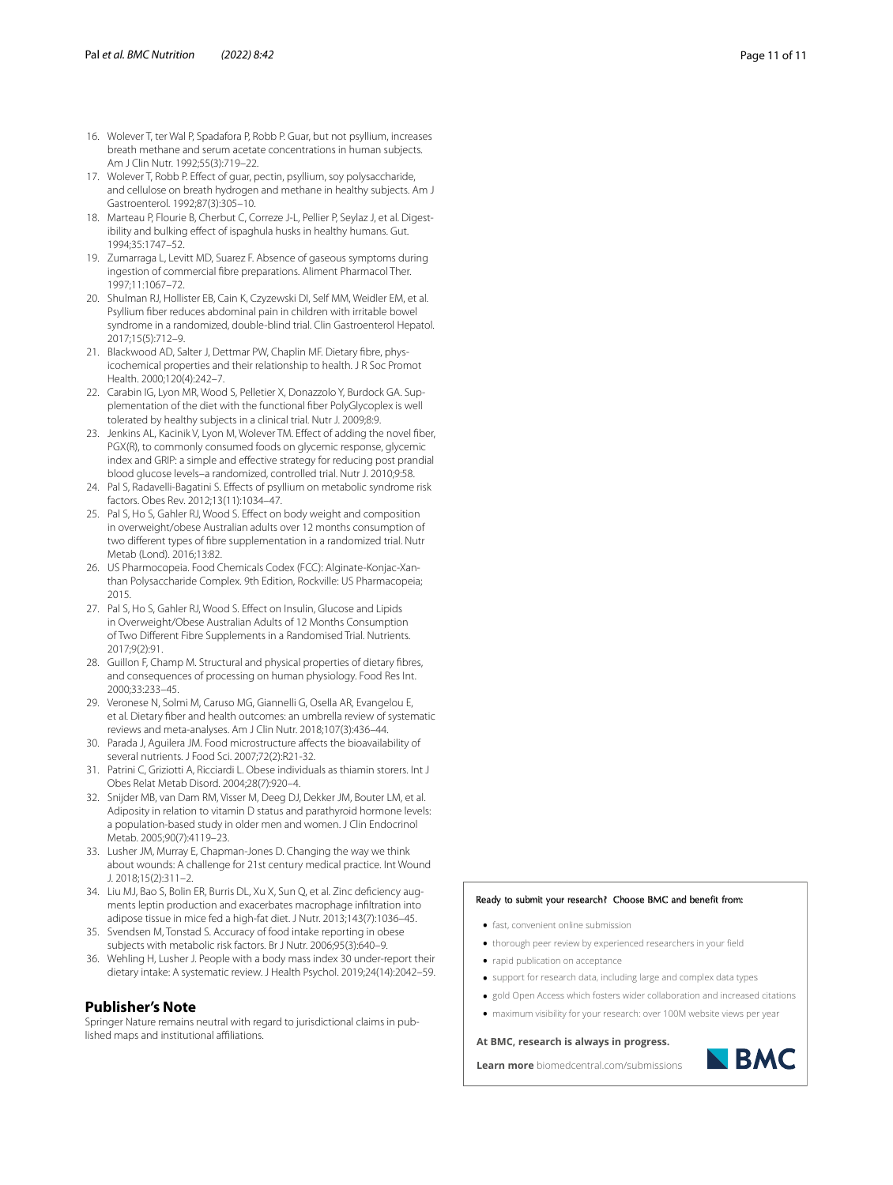16. Wolever T, ter Wal P, Spadafora P, Robb P. Guar, but not psyllium, increases breath methane and serum acetate concentrations in human subjects. Am J Clin Nutr. 1992;55(3):719–22.
17. Wolever T, Robb P. Effect of guar, pectin, psyllium, soy polysaccharide, and cellulose on breath hydrogen and methane in healthy subjects. Am J Gastroenterol. 1992;87(3):305–10.
18. Marteau P, Flourie B, Cherbut C, Correze J-L, Pellier P, Seylaz J, et al. Digestibility and bulking effect of ispaghula husks in healthy humans. Gut. 1994;35:1747–52.
19. Zumarraga L, Levitt MD, Suarez F. Absence of gaseous symptoms during ingestion of commercial fibre preparations. Aliment Pharmacol Ther. 1997;11:1067–72.
20. Shulman RJ, Hollister EB, Cain K, Czyzewski DI, Self MM, Weidler EM, et al. Psyllium fiber reduces abdominal pain in children with irritable bowel syndrome in a randomized, double-blind trial. Clin Gastroenterol Hepatol. 2017;15(5):712–9.
21. Blackwood AD, Salter J, Dettmar PW, Chaplin MF. Dietary fibre, physicochemical properties and their relationship to health. J R Soc Promot Health. 2000;120(4):242–7.
22. Carabin IG, Lyon MR, Wood S, Pelletier X, Donazzolo Y, Burdock GA. Supplementation of the diet with the functional fiber PolyGlycoplex is well tolerated by healthy subjects in a clinical trial. Nutr J. 2009;8:9.
23. Jenkins AL, Kacinik V, Lyon M, Wolever TM. Effect of adding the novel fiber, PGX(R), to commonly consumed foods on glycemic response, glycemic index and GRIP: a simple and effective strategy for reducing post prandial blood glucose levels–a randomized, controlled trial. Nutr J. 2010;9:58.
24. Pal S, Radavelli-Bagatini S. Effects of psyllium on metabolic syndrome risk factors. Obes Rev. 2012;13(11):1034–47.
25. Pal S, Ho S, Gahler RJ, Wood S. Effect on body weight and composition in overweight/obese Australian adults over 12 months consumption of two different types of fibre supplementation in a randomized trial. Nutr Metab (Lond). 2016;13:82.
26. US Pharmocopeia. Food Chemicals Codex (FCC): Alginate-Konjac-Xanthan Polysaccharide Complex. 9th Edition, Rockville: US Pharmacopeia; 2015.
27. Pal S, Ho S, Gahler RJ, Wood S. Effect on Insulin, Glucose and Lipids in Overweight/Obese Australian Adults of 12 Months Consumption of Two Different Fibre Supplements in a Randomised Trial. Nutrients. 2017;9(2):91.
28. Guillon F, Champ M. Structural and physical properties of dietary fibres, and consequences of processing on human physiology. Food Res Int. 2000;33:233–45.
29. Veronese N, Solmi M, Caruso MG, Giannelli G, Osella AR, Evangelou E, et al. Dietary fiber and health outcomes: an umbrella review of systematic reviews and meta-analyses. Am J Clin Nutr. 2018;107(3):436–44.
30. Parada J, Aguilera JM. Food microstructure affects the bioavailability of several nutrients. J Food Sci. 2007;72(2):R21-32.
31. Patrini C, Griziotti A, Ricciardi L. Obese individuals as thiamin storers. Int J Obes Relat Metab Disord. 2004;28(7):920–4.
32. Snijder MB, van Dam RM, Visser M, Deeg DJ, Dekker JM, Bouter LM, et al. Adiposity in relation to vitamin D status and parathyroid hormone levels: a population-based study in older men and women. J Clin Endocrinol Metab. 2005;90(7):4119–23.
33. Lusher JM, Murray E, Chapman-Jones D. Changing the way we think about wounds: A challenge for 21st century medical practice. Int Wound J. 2018;15(2):311–2.
34. Liu MJ, Bao S, Bolin ER, Burris DL, Xu X, Sun Q, et al. Zinc deficiency augments leptin production and exacerbates macrophage infiltration into adipose tissue in mice fed a high-fat diet. J Nutr. 2013;143(7):1036–45.
35. Svendsen M, Tonstad S. Accuracy of food intake reporting in obese subjects with metabolic risk factors. Br J Nutr. 2006;95(3):640–9.
36. Wehling H, Lusher J. People with a body mass index 30 under-report their dietary intake: A systematic review. J Health Psychol. 2019;24(14):2042–59.

## Publisher's Note

Springer Nature remains neutral with regard to jurisdictional claims in published maps and institutional affiliations.

Ready to submit your research? Choose BMC and benefit from:

- fast, convenient online submission
- thorough peer review by experienced researchers in your field
- rapid publication on acceptance
- support for research data, including large and complex data types
- gold Open Access which fosters wider collaboration and increased citations
- maximum visibility for your research: over 100M website views per year

**At BMC, research is always in progress.**

**Learn more** biomedcentral.com/submissions

BMC